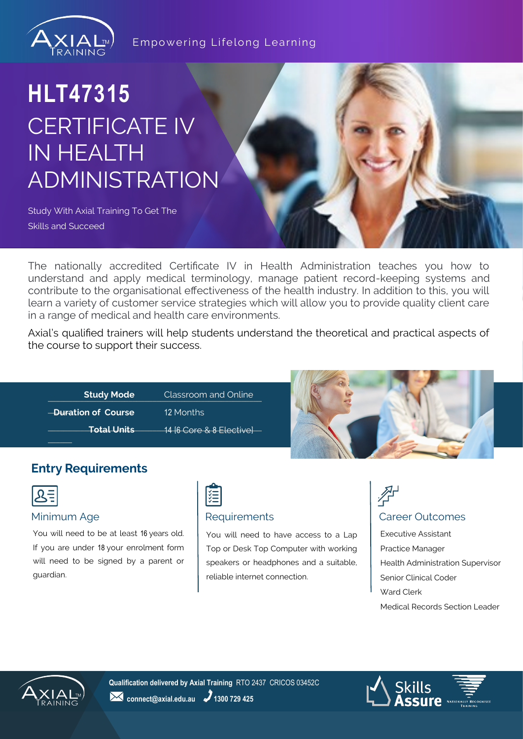Empowering Lifelong Learning

# HLT47315

# CERTIFICATE IV IN HEALTH ADMINISTRATION

Study With Axial Training To Get The Skills and Succeed

The nationally accredited Certificate IV in Health Administration teaches you how to understand and apply medical terminology, manage patient record-keeping systems and contribute to the organisational effectiveness of the health industry. In addition to this, you will learn a variety of customer service strategies which will allow you to provide quality client care in a range of medical and health care environments.

Axial's qualified trainers will help students understand the theoretical and practical aspects of the course to support their success.

| | |
|---|---|
| **Study Mode** | Classroom and Online |
| **Duration of Course** | 12 Months |
| **Total Units** | 14 [6 Core & 8 Elective] |

## Entry Requirements

### Minimum Age

You will need to be at least 16 years old. If you are under 18 your enrolment form will need to be signed by a parent or guardian.

### Requirements

You will need to have access to a Lap Top or Desk Top Computer with working speakers or headphones and a suitable, reliable internet connection.

### Career Outcomes

- Executive Assistant
- Practice Manager
- Health Administration Supervisor
- Senior Clinical Coder
- Ward Clerk
- Medical Records Section Leader

**Qualification delivered by Axial Training** RTO 2437 CRICOS 03452C

connect@axial.edu.au 1300 729 425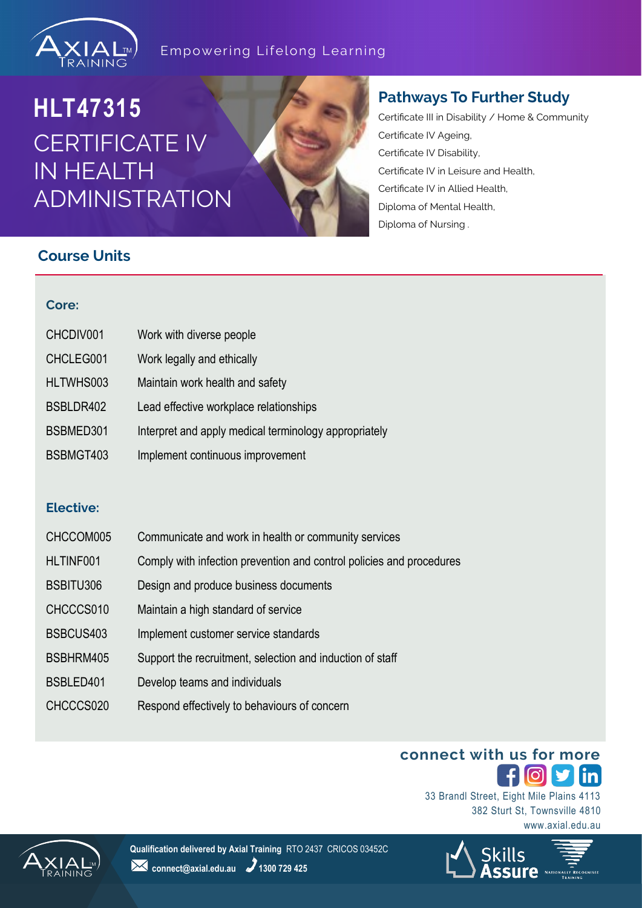Axial Training — Empowering Lifelong Learning

# HLT47315

# CERTIFICATE IV IN HEALTH ADMINISTRATION

## Pathways To Further Study

Certificate III in Disability / Home & Community
Certificate IV Ageing,
Certificate IV Disability,
Certificate IV in Leisure and Health,
Certificate IV in Allied Health,
Diploma of Mental Health,
Diploma of Nursing .

## Course Units

### Core:

| | |
|---|---|
| CHCDIV001 | Work with diverse people |
| CHCLEG001 | Work legally and ethically |
| HLTWHS003 | Maintain work health and safety |
| BSBLDR402 | Lead effective workplace relationships |
| BSBMED301 | Interpret and apply medical terminology appropriately |
| BSBMGT403 | Implement continuous improvement |

### Elective:

| | |
|---|---|
| CHCCOM005 | Communicate and work in health or community services |
| HLTINF001 | Comply with infection prevention and control policies and procedures |
| BSBITU306 | Design and produce business documents |
| CHCCCS010 | Maintain a high standard of service |
| BSBCUS403 | Implement customer service standards |
| BSBHRM405 | Support the recruitment, selection and induction of staff |
| BSBLED401 | Develop teams and individuals |
| CHCCCS020 | Respond effectively to behaviours of concern |

**connect with us for more**

33 Brandl Street, Eight Mile Plains 4113
382 Sturt St, Townsville 4810
www.axial.edu.au

**Qualification delivered by Axial Training** RTO 2437 CRICOS 03452C

**connect@axial.edu.au** **1300 729 425**

Skills Assure — Nationally Recognised Training